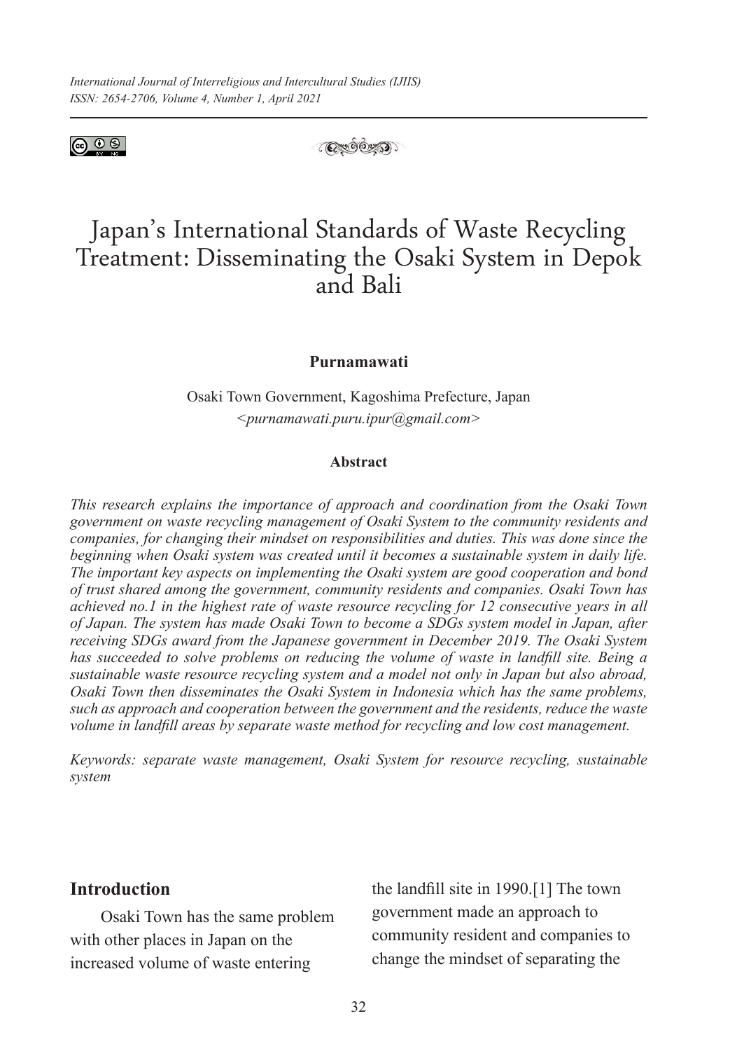# Japan's International Standards of Waste Recycling Treatment: Disseminating the Osaki System in Depok and Bali

**Purnamawati**

Osaki Town Government, Kagoshima Prefecture, Japan
*<purnamawati.puru.ipur@gmail.com>*

**Abstract**

*This research explains the importance of approach and coordination from the Osaki Town government on waste recycling management of Osaki System to the community residents and companies, for changing their mindset on responsibilities and duties. This was done since the beginning when Osaki system was created until it becomes a sustainable system in daily life. The important key aspects on implementing the Osaki system are good cooperation and bond of trust shared among the government, community residents and companies. Osaki Town has achieved no.1 in the highest rate of waste resource recycling for 12 consecutive years in all of Japan. The system has made Osaki Town to become a SDGs system model in Japan, after receiving SDGs award from the Japanese government in December 2019. The Osaki System has succeeded to solve problems on reducing the volume of waste in landfill site. Being a sustainable waste resource recycling system and a model not only in Japan but also abroad, Osaki Town then disseminates the Osaki System in Indonesia which has the same problems, such as approach and cooperation between the government and the residents, reduce the waste volume in landfill areas by separate waste method for recycling and low cost management.*

*Keywords: separate waste management, Osaki System for resource recycling, sustainable system*

## Introduction

Osaki Town has the same problem with other places in Japan on the increased volume of waste entering the landfill site in 1990.[1] The town government made an approach to community resident and companies to change the mindset of separating the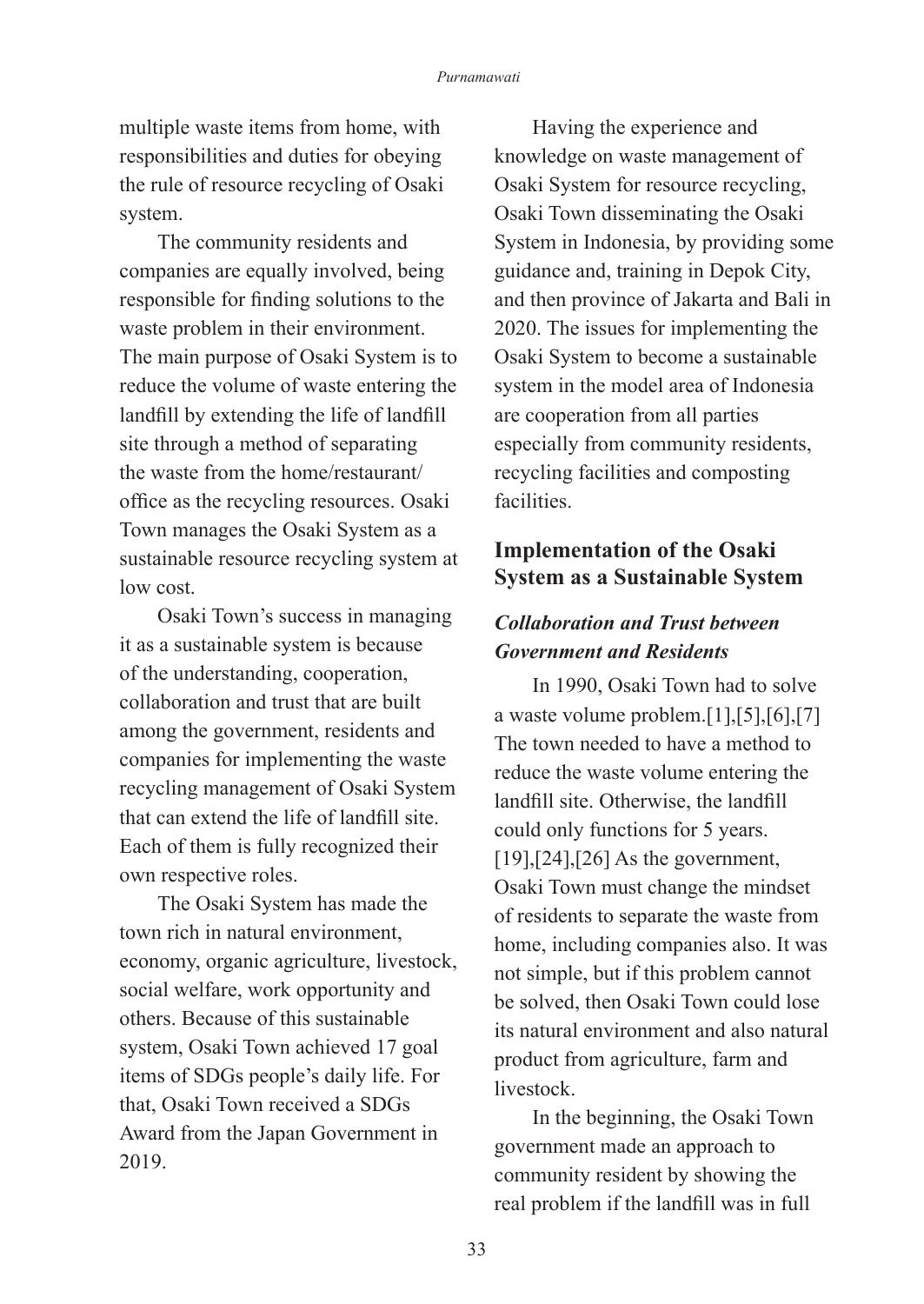multiple waste items from home, with responsibilities and duties for obeying the rule of resource recycling of Osaki system.

The community residents and companies are equally involved, being responsible for finding solutions to the waste problem in their environment. The main purpose of Osaki System is to reduce the volume of waste entering the landfill by extending the life of landfill site through a method of separating the waste from the home/restaurant/office as the recycling resources. Osaki Town manages the Osaki System as a sustainable resource recycling system at low cost.

Osaki Town's success in managing it as a sustainable system is because of the understanding, cooperation, collaboration and trust that are built among the government, residents and companies for implementing the waste recycling management of Osaki System that can extend the life of landfill site. Each of them is fully recognized their own respective roles.

The Osaki System has made the town rich in natural environment, economy, organic agriculture, livestock, social welfare, work opportunity and others. Because of this sustainable system, Osaki Town achieved 17 goal items of SDGs people's daily life. For that, Osaki Town received a SDGs Award from the Japan Government in 2019.

Having the experience and knowledge on waste management of Osaki System for resource recycling, Osaki Town disseminating the Osaki System in Indonesia, by providing some guidance and, training in Depok City, and then province of Jakarta and Bali in 2020. The issues for implementing the Osaki System to become a sustainable system in the model area of Indonesia are cooperation from all parties especially from community residents, recycling facilities and composting facilities.

## Implementation of the Osaki System as a Sustainable System

### *Collaboration and Trust between Government and Residents*

In 1990, Osaki Town had to solve a waste volume problem.[1],[5],[6],[7] The town needed to have a method to reduce the waste volume entering the landfill site. Otherwise, the landfill could only functions for 5 years.[19],[24],[26] As the government, Osaki Town must change the mindset of residents to separate the waste from home, including companies also. It was not simple, but if this problem cannot be solved, then Osaki Town could lose its natural environment and also natural product from agriculture, farm and livestock.

In the beginning, the Osaki Town government made an approach to community resident by showing the real problem if the landfill was in full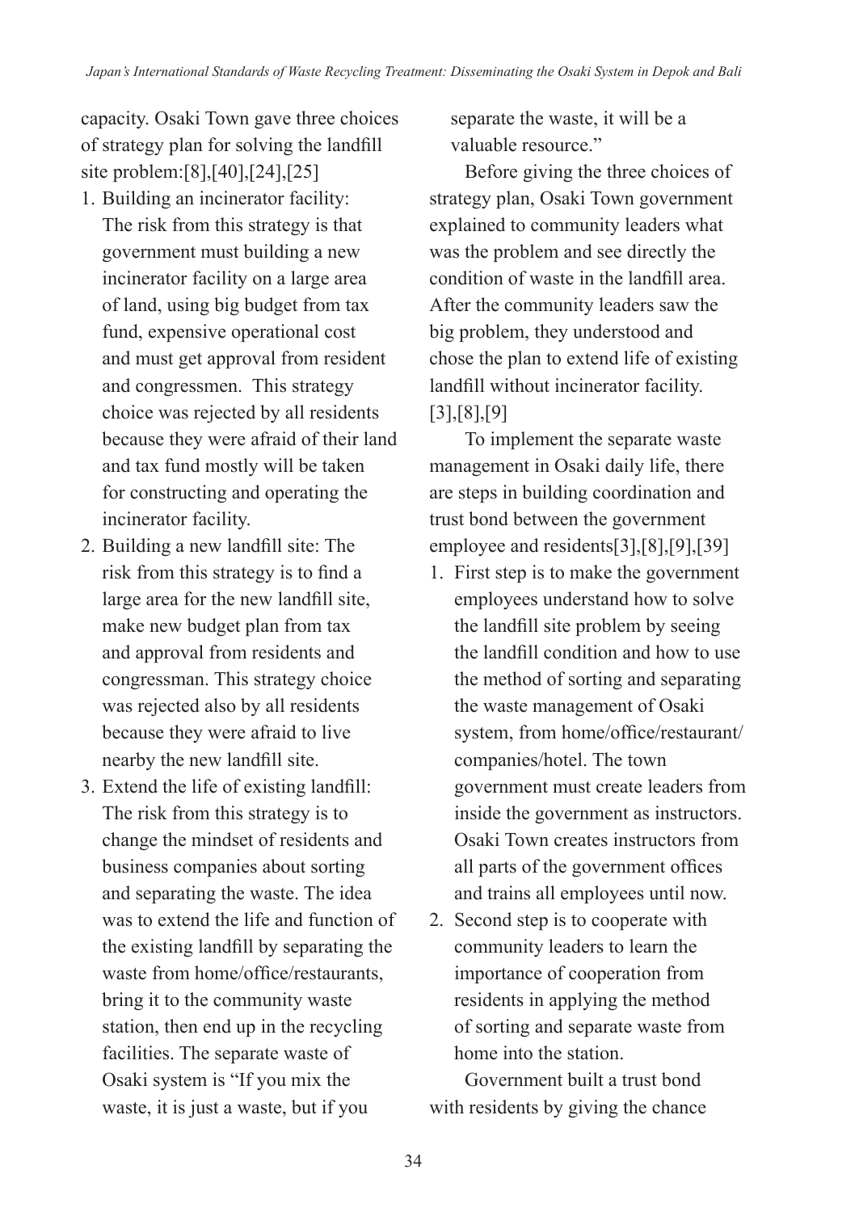capacity. Osaki Town gave three choices of strategy plan for solving the landfill site problem:[8],[40],[24],[25]

1. Building an incinerator facility: The risk from this strategy is that government must building a new incinerator facility on a large area of land, using big budget from tax fund, expensive operational cost and must get approval from resident and congressmen. This strategy choice was rejected by all residents because they were afraid of their land and tax fund mostly will be taken for constructing and operating the incinerator facility.
2. Building a new landfill site: The risk from this strategy is to find a large area for the new landfill site, make new budget plan from tax and approval from residents and congressman. This strategy choice was rejected also by all residents because they were afraid to live nearby the new landfill site.
3. Extend the life of existing landfill: The risk from this strategy is to change the mindset of residents and business companies about sorting and separating the waste. The idea was to extend the life and function of the existing landfill by separating the waste from home/office/restaurants, bring it to the community waste station, then end up in the recycling facilities. The separate waste of Osaki system is "If you mix the waste, it is just a waste, but if you separate the waste, it will be a valuable resource."

Before giving the three choices of strategy plan, Osaki Town government explained to community leaders what was the problem and see directly the condition of waste in the landfill area. After the community leaders saw the big problem, they understood and chose the plan to extend life of existing landfill without incinerator facility.[3],[8],[9]

To implement the separate waste management in Osaki daily life, there are steps in building coordination and trust bond between the government employee and residents[3],[8],[9],[39]

1. First step is to make the government employees understand how to solve the landfill site problem by seeing the landfill condition and how to use the method of sorting and separating the waste management of Osaki system, from home/office/restaurant/companies/hotel. The town government must create leaders from inside the government as instructors. Osaki Town creates instructors from all parts of the government offices and trains all employees until now.
2. Second step is to cooperate with community leaders to learn the importance of cooperation from residents in applying the method of sorting and separate waste from home into the station.

Government built a trust bond with residents by giving the chance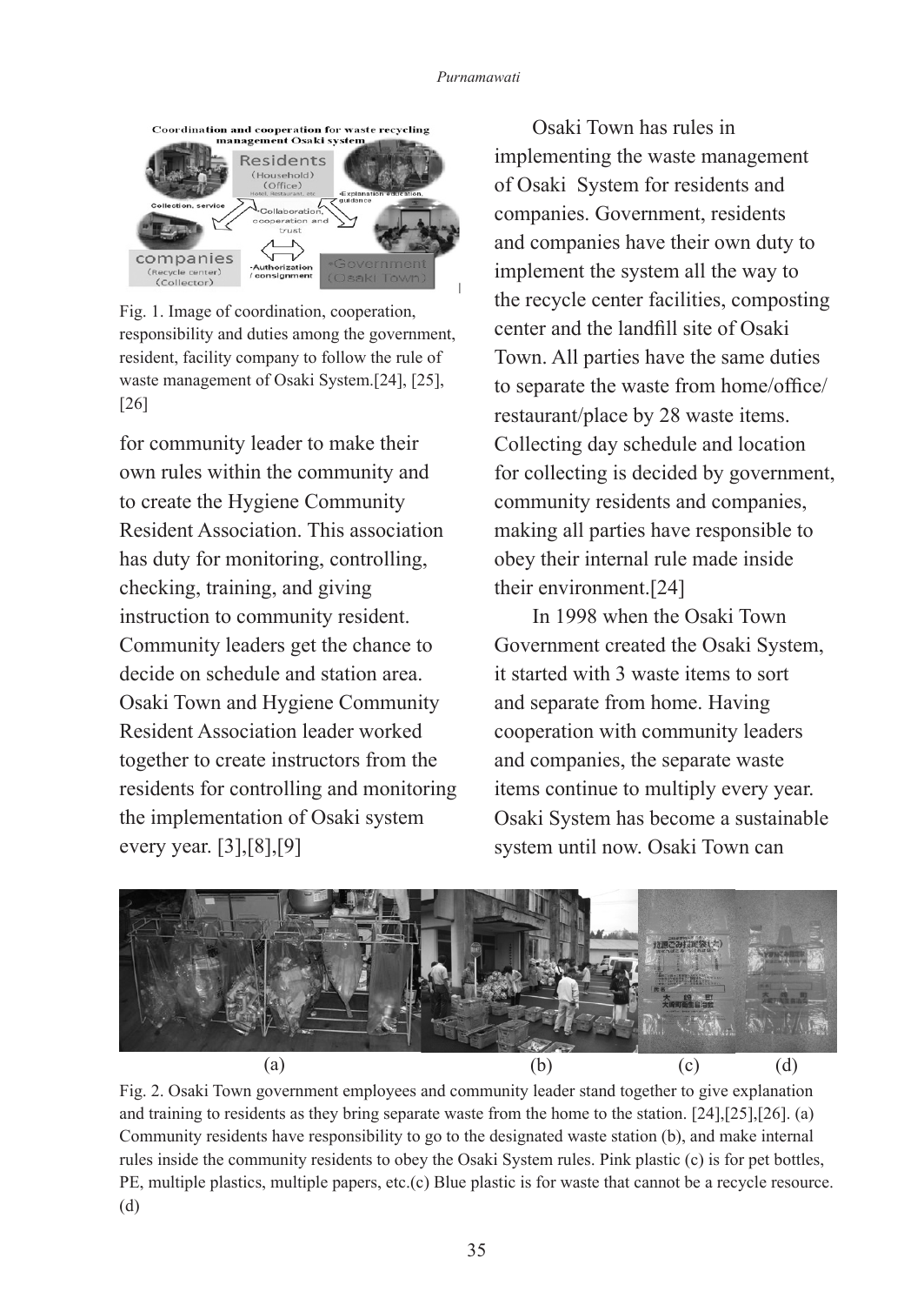Fig. 1. Image of coordination, cooperation, responsibility and duties among the government, resident, facility company to follow the rule of waste management of Osaki System.[24], [25], [26]

for community leader to make their own rules within the community and to create the Hygiene Community Resident Association. This association has duty for monitoring, controlling, checking, training, and giving instruction to community resident. Community leaders get the chance to decide on schedule and station area. Osaki Town and Hygiene Community Resident Association leader worked together to create instructors from the residents for controlling and monitoring the implementation of Osaki system every year. [3],[8],[9]

Osaki Town has rules in implementing the waste management of Osaki System for residents and companies. Government, residents and companies have their own duty to implement the system all the way to the recycle center facilities, composting center and the landfill site of Osaki Town. All parties have the same duties to separate the waste from home/office/restaurant/place by 28 waste items. Collecting day schedule and location for collecting is decided by government, community residents and companies, making all parties have responsible to obey their internal rule made inside their environment.[24]

In 1998 when the Osaki Town Government created the Osaki System, it started with 3 waste items to sort and separate from home. Having cooperation with community leaders and companies, the separate waste items continue to multiply every year. Osaki System has become a sustainable system until now. Osaki Town can

Fig. 2. Osaki Town government employees and community leader stand together to give explanation and training to residents as they bring separate waste from the home to the station. [24],[25],[26]. (a) Community residents have responsibility to go to the designated waste station (b), and make internal rules inside the community residents to obey the Osaki System rules. Pink plastic (c) is for pet bottles, PE, multiple plastics, multiple papers, etc.(c) Blue plastic is for waste that cannot be a recycle resource. (d)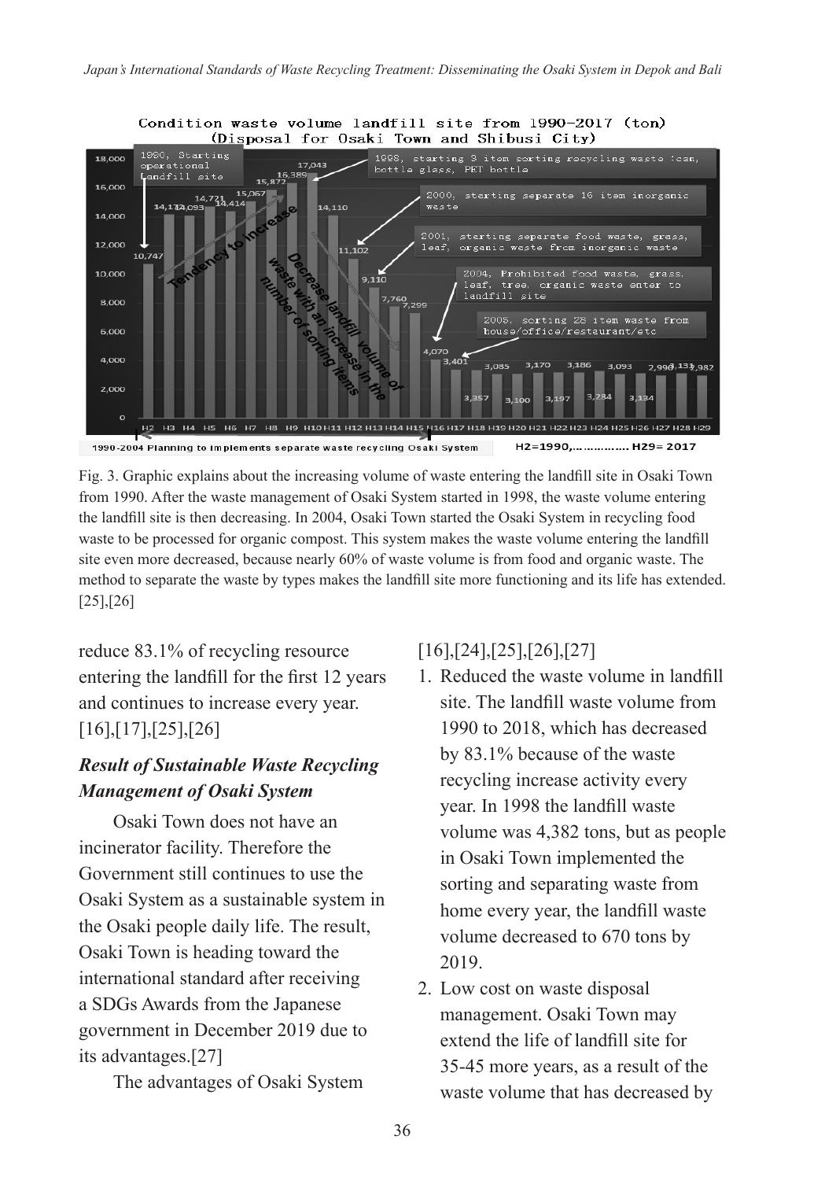Fig. 3. Graphic explains about the increasing volume of waste entering the landfill site in Osaki Town from 1990. After the waste management of Osaki System started in 1998, the waste volume entering the landfill site is then decreasing. In 2004, Osaki Town started the Osaki System in recycling food waste to be processed for organic compost. This system makes the waste volume entering the landfill site even more decreased, because nearly 60% of waste volume is from food and organic waste. The method to separate the waste by types makes the landfill site more functioning and its life has extended. [25],[26]

reduce 83.1% of recycling resource entering the landfill for the first 12 years and continues to increase every year. [16],[17],[25],[26]

### *Result of Sustainable Waste Recycling Management of Osaki System*

Osaki Town does not have an incinerator facility. Therefore the Government still continues to use the Osaki System as a sustainable system in the Osaki people daily life. The result, Osaki Town is heading toward the international standard after receiving a SDGs Awards from the Japanese government in December 2019 due to its advantages.[27]

The advantages of Osaki System [16],[24],[25],[26],[27]

1. Reduced the waste volume in landfill site. The landfill waste volume from 1990 to 2018, which has decreased by 83.1% because of the waste recycling increase activity every year. In 1998 the landfill waste volume was 4,382 tons, but as people in Osaki Town implemented the sorting and separating waste from home every year, the landfill waste volume decreased to 670 tons by 2019.
2. Low cost on waste disposal management. Osaki Town may extend the life of landfill site for 35-45 more years, as a result of the waste volume that has decreased by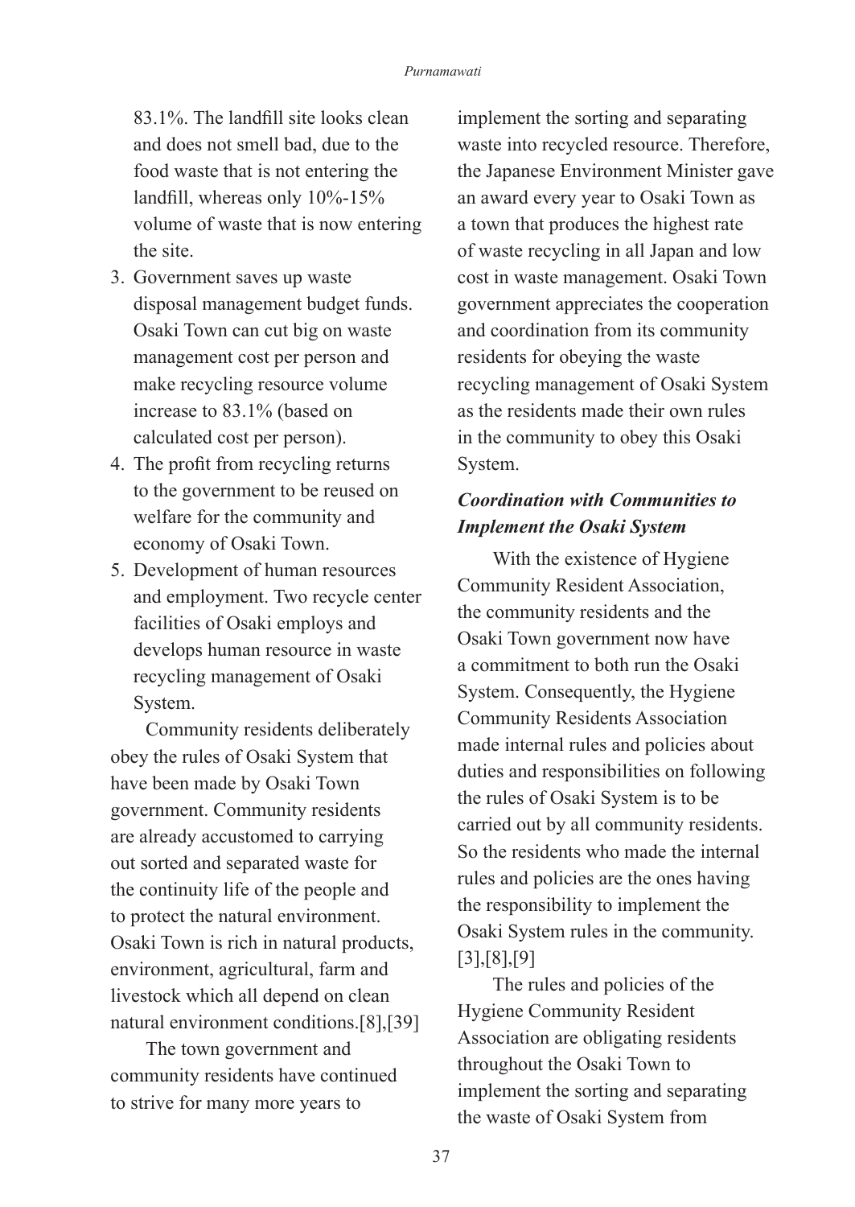83.1%. The landfill site looks clean and does not smell bad, due to the food waste that is not entering the landfill, whereas only 10%-15% volume of waste that is now entering the site.

3. Government saves up waste disposal management budget funds. Osaki Town can cut big on waste management cost per person and make recycling resource volume increase to 83.1% (based on calculated cost per person).
4. The profit from recycling returns to the government to be reused on welfare for the community and economy of Osaki Town.
5. Development of human resources and employment. Two recycle center facilities of Osaki employs and develops human resource in waste recycling management of Osaki System.

Community residents deliberately obey the rules of Osaki System that have been made by Osaki Town government. Community residents are already accustomed to carrying out sorted and separated waste for the continuity life of the people and to protect the natural environment. Osaki Town is rich in natural products, environment, agricultural, farm and livestock which all depend on clean natural environment conditions.[8],[39]

The town government and community residents have continued to strive for many more years to implement the sorting and separating waste into recycled resource. Therefore, the Japanese Environment Minister gave an award every year to Osaki Town as a town that produces the highest rate of waste recycling in all Japan and low cost in waste management. Osaki Town government appreciates the cooperation and coordination from its community residents for obeying the waste recycling management of Osaki System as the residents made their own rules in the community to obey this Osaki System.

### *Coordination with Communities to Implement the Osaki System*

With the existence of Hygiene Community Resident Association, the community residents and the Osaki Town government now have a commitment to both run the Osaki System. Consequently, the Hygiene Community Residents Association made internal rules and policies about duties and responsibilities on following the rules of Osaki System is to be carried out by all community residents. So the residents who made the internal rules and policies are the ones having the responsibility to implement the Osaki System rules in the community. [3],[8],[9]

The rules and policies of the Hygiene Community Resident Association are obligating residents throughout the Osaki Town to implement the sorting and separating the waste of Osaki System from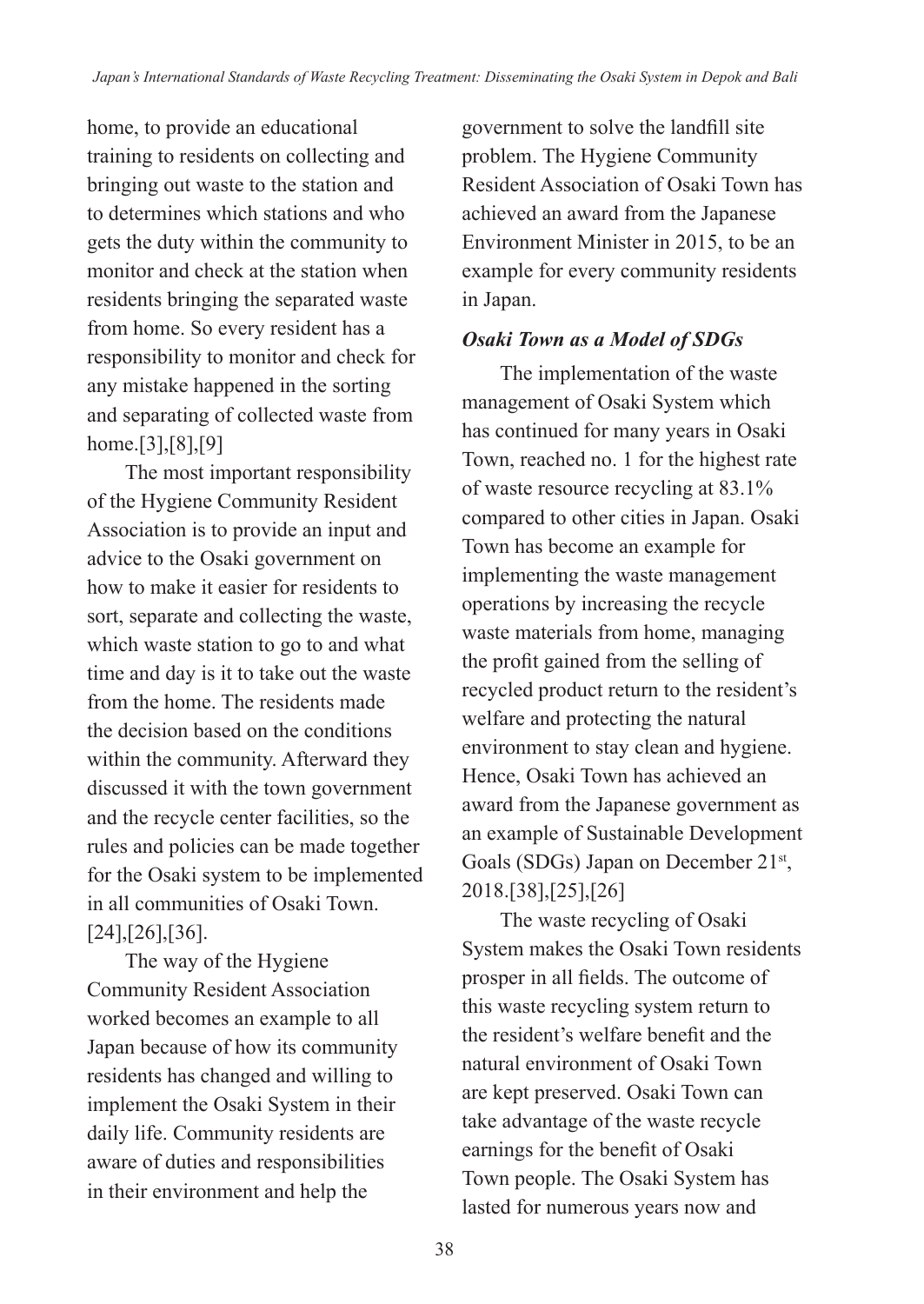home, to provide an educational training to residents on collecting and bringing out waste to the station and to determines which stations and who gets the duty within the community to monitor and check at the station when residents bringing the separated waste from home. So every resident has a responsibility to monitor and check for any mistake happened in the sorting and separating of collected waste from home.[3],[8],[9]

The most important responsibility of the Hygiene Community Resident Association is to provide an input and advice to the Osaki government on how to make it easier for residents to sort, separate and collecting the waste, which waste station to go to and what time and day is it to take out the waste from the home. The residents made the decision based on the conditions within the community. Afterward they discussed it with the town government and the recycle center facilities, so the rules and policies can be made together for the Osaki system to be implemented in all communities of Osaki Town.[24],[26],[36].

The way of the Hygiene Community Resident Association worked becomes an example to all Japan because of how its community residents has changed and willing to implement the Osaki System in their daily life. Community residents are aware of duties and responsibilities in their environment and help the government to solve the landfill site problem. The Hygiene Community Resident Association of Osaki Town has achieved an award from the Japanese Environment Minister in 2015, to be an example for every community residents in Japan.

### *Osaki Town as a Model of SDGs*

The implementation of the waste management of Osaki System which has continued for many years in Osaki Town, reached no. 1 for the highest rate of waste resource recycling at 83.1% compared to other cities in Japan. Osaki Town has become an example for implementing the waste management operations by increasing the recycle waste materials from home, managing the profit gained from the selling of recycled product return to the resident's welfare and protecting the natural environment to stay clean and hygiene. Hence, Osaki Town has achieved an award from the Japanese government as an example of Sustainable Development Goals (SDGs) Japan on December 21st, 2018.[38],[25],[26]

The waste recycling of Osaki System makes the Osaki Town residents prosper in all fields. The outcome of this waste recycling system return to the resident's welfare benefit and the natural environment of Osaki Town are kept preserved. Osaki Town can take advantage of the waste recycle earnings for the benefit of Osaki Town people. The Osaki System has lasted for numerous years now and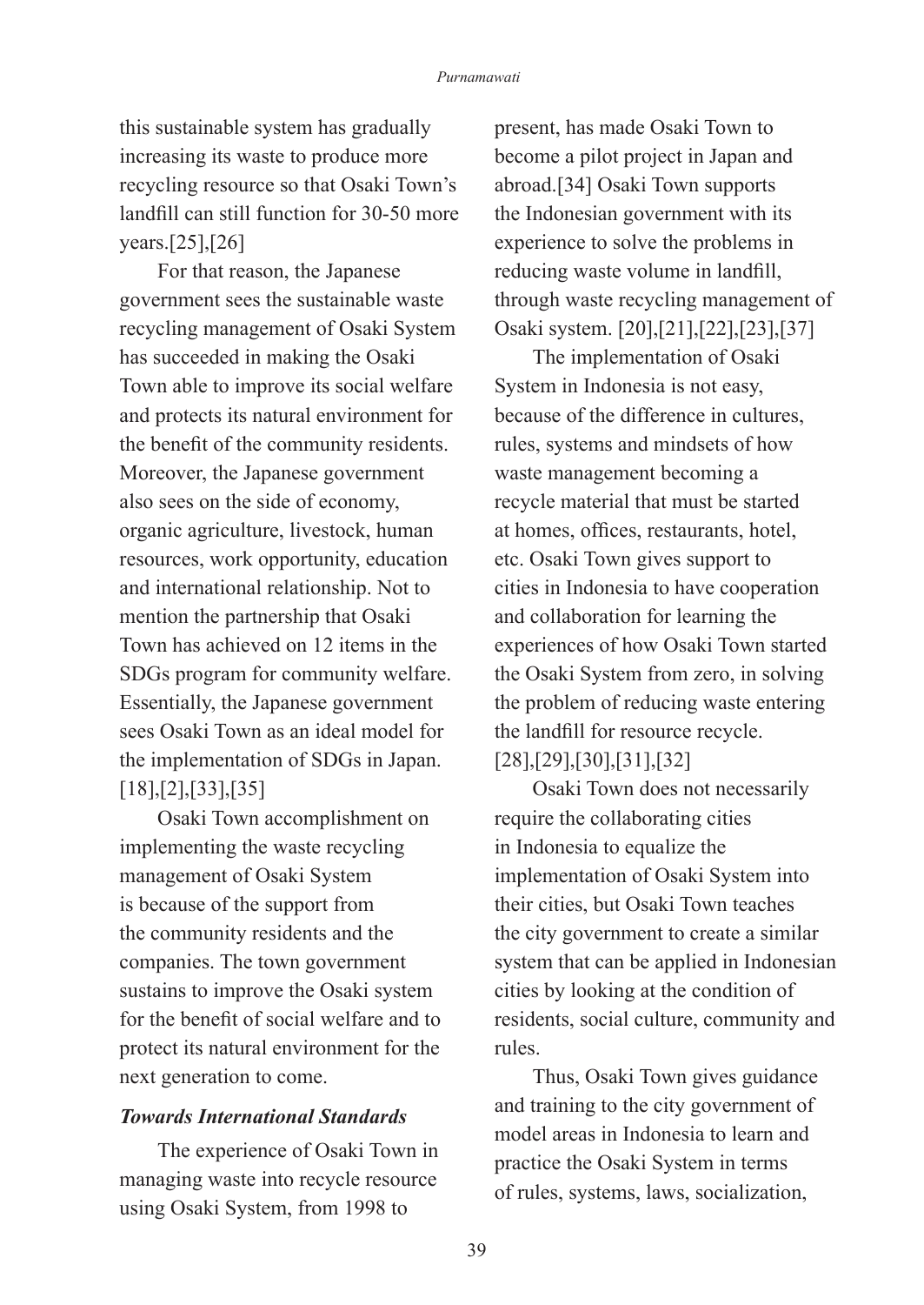this sustainable system has gradually increasing its waste to produce more recycling resource so that Osaki Town's landfill can still function for 30-50 more years.[25],[26]

For that reason, the Japanese government sees the sustainable waste recycling management of Osaki System has succeeded in making the Osaki Town able to improve its social welfare and protects its natural environment for the benefit of the community residents. Moreover, the Japanese government also sees on the side of economy, organic agriculture, livestock, human resources, work opportunity, education and international relationship. Not to mention the partnership that Osaki Town has achieved on 12 items in the SDGs program for community welfare. Essentially, the Japanese government sees Osaki Town as an ideal model for the implementation of SDGs in Japan. [18],[2],[33],[35]

Osaki Town accomplishment on implementing the waste recycling management of Osaki System is because of the support from the community residents and the companies. The town government sustains to improve the Osaki system for the benefit of social welfare and to protect its natural environment for the next generation to come.

### *Towards International Standards*

The experience of Osaki Town in managing waste into recycle resource using Osaki System, from 1998 to present, has made Osaki Town to become a pilot project in Japan and abroad.[34] Osaki Town supports the Indonesian government with its experience to solve the problems in reducing waste volume in landfill, through waste recycling management of Osaki system. [20],[21],[22],[23],[37]

The implementation of Osaki System in Indonesia is not easy, because of the difference in cultures, rules, systems and mindsets of how waste management becoming a recycle material that must be started at homes, offices, restaurants, hotel, etc. Osaki Town gives support to cities in Indonesia to have cooperation and collaboration for learning the experiences of how Osaki Town started the Osaki System from zero, in solving the problem of reducing waste entering the landfill for resource recycle. [28],[29],[30],[31],[32]

Osaki Town does not necessarily require the collaborating cities in Indonesia to equalize the implementation of Osaki System into their cities, but Osaki Town teaches the city government to create a similar system that can be applied in Indonesian cities by looking at the condition of residents, social culture, community and rules.

Thus, Osaki Town gives guidance and training to the city government of model areas in Indonesia to learn and practice the Osaki System in terms of rules, systems, laws, socialization,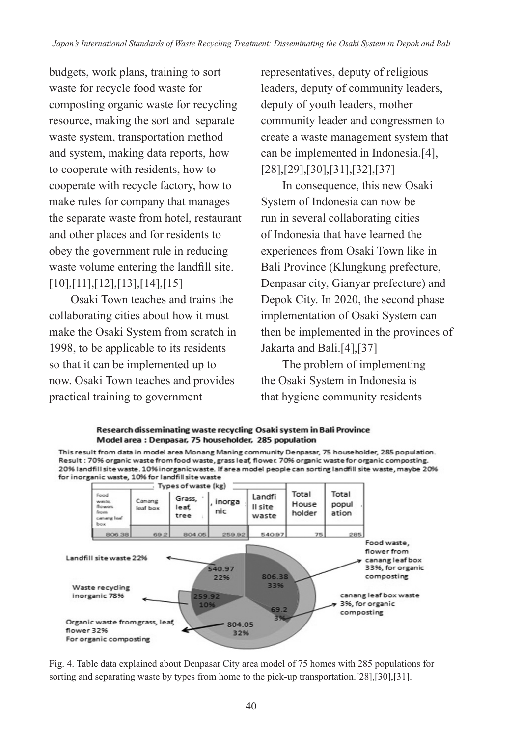budgets, work plans, training to sort waste for recycle food waste for composting organic waste for recycling resource, making the sort and separate waste system, transportation method and system, making data reports, how to cooperate with residents, how to cooperate with recycle factory, how to make rules for company that manages the separate waste from hotel, restaurant and other places and for residents to obey the government rule in reducing waste volume entering the landfill site.[10],[11],[12],[13],[14],[15]

Osaki Town teaches and trains the collaborating cities about how it must make the Osaki System from scratch in 1998, to be applicable to its residents so that it can be implemented up to now. Osaki Town teaches and provides practical training to government representatives, deputy of religious leaders, deputy of community leaders, deputy of youth leaders, mother community leader and congressmen to create a waste management system that can be implemented in Indonesia.[4],[28],[29],[30],[31],[32],[37]

In consequence, this new Osaki System of Indonesia can now be run in several collaborating cities of Indonesia that have learned the experiences from Osaki Town like in Bali Province (Klungkung prefecture, Denpasar city, Gianyar prefecture) and Depok City. In 2020, the second phase implementation of Osaki System can then be implemented in the provinces of Jakarta and Bali.[4],[37]

The problem of implementing the Osaki System in Indonesia is that hygiene community residents

**Research disseminating waste recycling Osaki system in Bali Province**
**Model area : Denpasar, 75 householder, 285 population**

This result from data in model area Monang Maning community Denpasar, 75 householder, 285 population. Result : 70% organic waste from food waste, grass leaf, flower. 70% organic waste for organic composting. 20% landfill site waste. 10% inorganic waste. If area model people can sorting landfill site waste, maybe 20% for inorganic waste, 10% for landfill site waste

| Types of waste (kg) | | | | | | |
|---|---|---|---|---|---|---|
| Food waste, flowers from canang leaf box | Canang leaf box | Grass, leaf, tree | inorganic | Landfill site waste | Total House holder | Total population |
| 806.38 | 69.2 | 804.05 | 259.92 | 540.97 | 75 | 285 |

Landfill site waste 22% — 540.97, 22%
Waste recycling inorganic 78% — 259.92, 10%
Organic waste from grass, leaf, flower 32% For organic composting — 804.05, 32%
Food waste, flower from canang leaf box 33%, for organic composting — 806.38, 33%
canang leaf box waste 3%, for organic composting — 69.2, 3%

Fig. 4. Table data explained about Denpasar City area model of 75 homes with 285 populations for sorting and separating waste by types from home to the pick-up transportation.[28],[30],[31].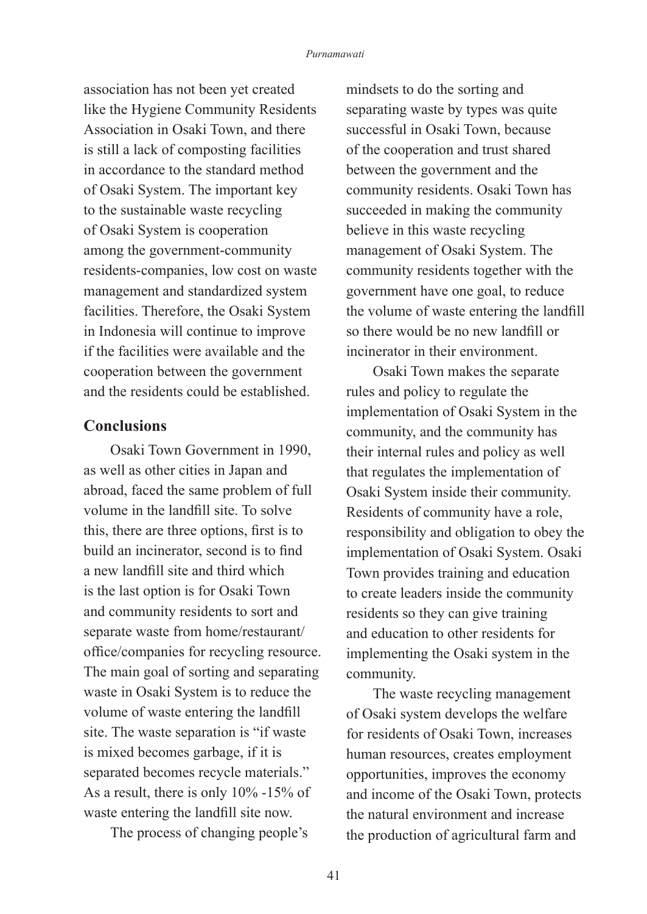association has not been yet created like the Hygiene Community Residents Association in Osaki Town, and there is still a lack of composting facilities in accordance to the standard method of Osaki System. The important key to the sustainable waste recycling of Osaki System is cooperation among the government-community residents-companies, low cost on waste management and standardized system facilities. Therefore, the Osaki System in Indonesia will continue to improve if the facilities were available and the cooperation between the government and the residents could be established.

## Conclusions

Osaki Town Government in 1990, as well as other cities in Japan and abroad, faced the same problem of full volume in the landfill site. To solve this, there are three options, first is to build an incinerator, second is to find a new landfill site and third which is the last option is for Osaki Town and community residents to sort and separate waste from home/restaurant/office/companies for recycling resource. The main goal of sorting and separating waste in Osaki System is to reduce the volume of waste entering the landfill site. The waste separation is "if waste is mixed becomes garbage, if it is separated becomes recycle materials." As a result, there is only 10% -15% of waste entering the landfill site now.

The process of changing people's mindsets to do the sorting and separating waste by types was quite successful in Osaki Town, because of the cooperation and trust shared between the government and the community residents. Osaki Town has succeeded in making the community believe in this waste recycling management of Osaki System. The community residents together with the government have one goal, to reduce the volume of waste entering the landfill so there would be no new landfill or incinerator in their environment.

Osaki Town makes the separate rules and policy to regulate the implementation of Osaki System in the community, and the community has their internal rules and policy as well that regulates the implementation of Osaki System inside their community. Residents of community have a role, responsibility and obligation to obey the implementation of Osaki System. Osaki Town provides training and education to create leaders inside the community residents so they can give training and education to other residents for implementing the Osaki system in the community.

The waste recycling management of Osaki system develops the welfare for residents of Osaki Town, increases human resources, creates employment opportunities, improves the economy and income of the Osaki Town, protects the natural environment and increase the production of agricultural farm and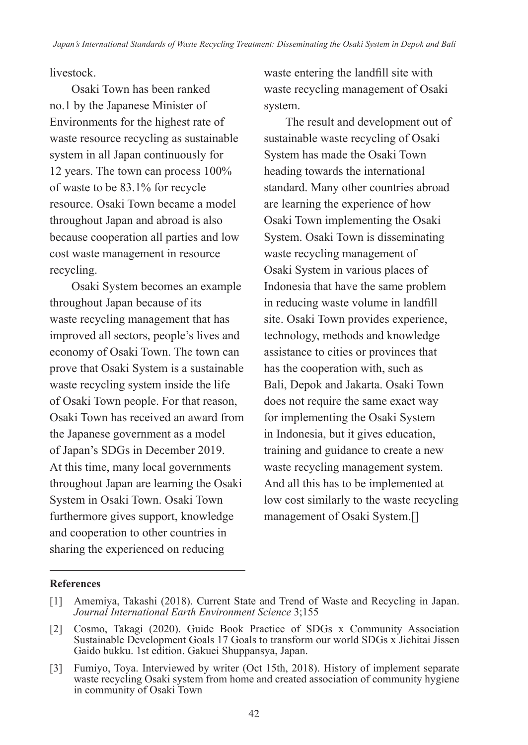livestock.

Osaki Town has been ranked no.1 by the Japanese Minister of Environments for the highest rate of waste resource recycling as sustainable system in all Japan continuously for 12 years. The town can process 100% of waste to be 83.1% for recycle resource. Osaki Town became a model throughout Japan and abroad is also because cooperation all parties and low cost waste management in resource recycling.

Osaki System becomes an example throughout Japan because of its waste recycling management that has improved all sectors, people's lives and economy of Osaki Town. The town can prove that Osaki System is a sustainable waste recycling system inside the life of Osaki Town people. For that reason, Osaki Town has received an award from the Japanese government as a model of Japan's SDGs in December 2019. At this time, many local governments throughout Japan are learning the Osaki System in Osaki Town. Osaki Town furthermore gives support, knowledge and cooperation to other countries in sharing the experienced on reducing waste entering the landfill site with waste recycling management of Osaki system.

The result and development out of sustainable waste recycling of Osaki System has made the Osaki Town heading towards the international standard. Many other countries abroad are learning the experience of how Osaki Town implementing the Osaki System. Osaki Town is disseminating waste recycling management of Osaki System in various places of Indonesia that have the same problem in reducing waste volume in landfill site. Osaki Town provides experience, technology, methods and knowledge assistance to cities or provinces that has the cooperation with, such as Bali, Depok and Jakarta. Osaki Town does not require the same exact way for implementing the Osaki System in Indonesia, but it gives education, training and guidance to create a new waste recycling management system. And all this has to be implemented at low cost similarly to the waste recycling management of Osaki System.[]

## References

[1] Amemiya, Takashi (2018). Current State and Trend of Waste and Recycling in Japan. *Journal International Earth Environment Science* 3;155

[2] Cosmo, Takagi (2020). Guide Book Practice of SDGs x Community Association Sustainable Development Goals 17 Goals to transform our world SDGs x Jichitai Jissen Gaido bukku. 1st edition. Gakuei Shuppansya, Japan.

[3] Fumiyo, Toya. Interviewed by writer (Oct 15th, 2018). History of implement separate waste recycling Osaki system from home and created association of community hygiene in community of Osaki Town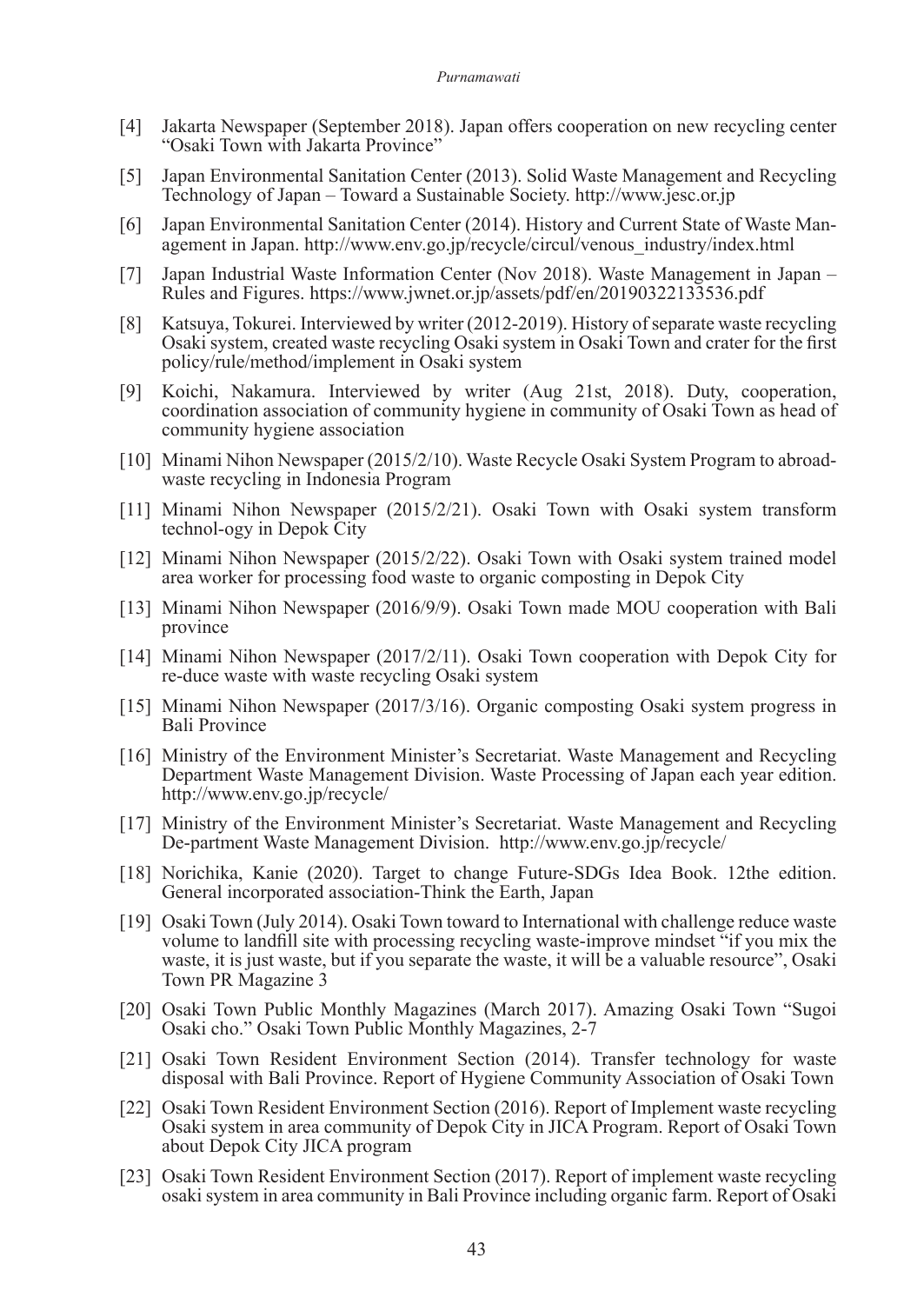- [4] Jakarta Newspaper (September 2018). Japan offers cooperation on new recycling center "Osaki Town with Jakarta Province"
- [5] Japan Environmental Sanitation Center (2013). Solid Waste Management and Recycling Technology of Japan – Toward a Sustainable Society. http://www.jesc.or.jp
- [6] Japan Environmental Sanitation Center (2014). History and Current State of Waste Management in Japan. http://www.env.go.jp/recycle/circul/venous_industry/index.html
- [7] Japan Industrial Waste Information Center (Nov 2018). Waste Management in Japan – Rules and Figures. https://www.jwnet.or.jp/assets/pdf/en/20190322133536.pdf
- [8] Katsuya, Tokurei. Interviewed by writer (2012-2019). History of separate waste recycling Osaki system, created waste recycling Osaki system in Osaki Town and crater for the first policy/rule/method/implement in Osaki system
- [9] Koichi, Nakamura. Interviewed by writer (Aug 21st, 2018). Duty, cooperation, coordination association of community hygiene in community of Osaki Town as head of community hygiene association
- [10] Minami Nihon Newspaper (2015/2/10). Waste Recycle Osaki System Program to abroad-waste recycling in Indonesia Program
- [11] Minami Nihon Newspaper (2015/2/21). Osaki Town with Osaki system transform technol-ogy in Depok City
- [12] Minami Nihon Newspaper (2015/2/22). Osaki Town with Osaki system trained model area worker for processing food waste to organic composting in Depok City
- [13] Minami Nihon Newspaper (2016/9/9). Osaki Town made MOU cooperation with Bali province
- [14] Minami Nihon Newspaper (2017/2/11). Osaki Town cooperation with Depok City for re-duce waste with waste recycling Osaki system
- [15] Minami Nihon Newspaper (2017/3/16). Organic composting Osaki system progress in Bali Province
- [16] Ministry of the Environment Minister's Secretariat. Waste Management and Recycling Department Waste Management Division. Waste Processing of Japan each year edition. http://www.env.go.jp/recycle/
- [17] Ministry of the Environment Minister's Secretariat. Waste Management and Recycling De-partment Waste Management Division. http://www.env.go.jp/recycle/
- [18] Norichika, Kanie (2020). Target to change Future-SDGs Idea Book. 12the edition. General incorporated association-Think the Earth, Japan
- [19] Osaki Town (July 2014). Osaki Town toward to International with challenge reduce waste volume to landfill site with processing recycling waste-improve mindset "if you mix the waste, it is just waste, but if you separate the waste, it will be a valuable resource", Osaki Town PR Magazine 3
- [20] Osaki Town Public Monthly Magazines (March 2017). Amazing Osaki Town "Sugoi Osaki cho." Osaki Town Public Monthly Magazines, 2-7
- [21] Osaki Town Resident Environment Section (2014). Transfer technology for waste disposal with Bali Province. Report of Hygiene Community Association of Osaki Town
- [22] Osaki Town Resident Environment Section (2016). Report of Implement waste recycling Osaki system in area community of Depok City in JICA Program. Report of Osaki Town about Depok City JICA program
- [23] Osaki Town Resident Environment Section (2017). Report of implement waste recycling osaki system in area community in Bali Province including organic farm. Report of Osaki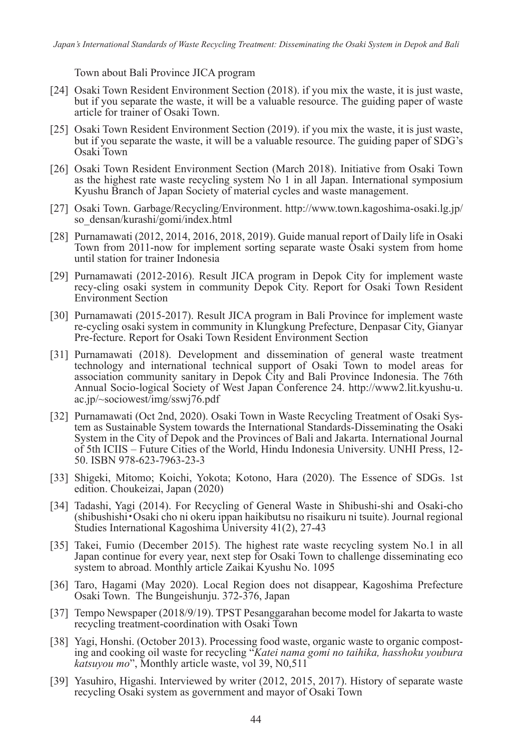Town about Bali Province JICA program

[24] Osaki Town Resident Environment Section (2018). if you mix the waste, it is just waste, but if you separate the waste, it will be a valuable resource. The guiding paper of waste article for trainer of Osaki Town.

[25] Osaki Town Resident Environment Section (2019). if you mix the waste, it is just waste, but if you separate the waste, it will be a valuable resource. The guiding paper of SDG's Osaki Town

[26] Osaki Town Resident Environment Section (March 2018). Initiative from Osaki Town as the highest rate waste recycling system No 1 in all Japan. International symposium Kyushu Branch of Japan Society of material cycles and waste management.

[27] Osaki Town. Garbage/Recycling/Environment. http://www.town.kagoshima-osaki.lg.jp/so_densan/kurashi/gomi/index.html

[28] Purnamawati (2012, 2014, 2016, 2018, 2019). Guide manual report of Daily life in Osaki Town from 2011-now for implement sorting separate waste Osaki system from home until station for trainer Indonesia

[29] Purnamawati (2012-2016). Result JICA program in Depok City for implement waste recy-cling osaki system in community Depok City. Report for Osaki Town Resident Environment Section

[30] Purnamawati (2015-2017). Result JICA program in Bali Province for implement waste re-cycling osaki system in community in Klungkung Prefecture, Denpasar City, Gianyar Pre-fecture. Report for Osaki Town Resident Environment Section

[31] Purnamawati (2018). Development and dissemination of general waste treatment technology and international technical support of Osaki Town to model areas for association community sanitary in Depok City and Bali Province Indonesia. The 76th Annual Socio-logical Society of West Japan Conference 24. http://www2.lit.kyushu-u.ac.jp/~sociowest/img/sswj76.pdf

[32] Purnamawati (Oct 2nd, 2020). Osaki Town in Waste Recycling Treatment of Osaki Sys-tem as Sustainable System towards the International Standards-Disseminating the Osaki System in the City of Depok and the Provinces of Bali and Jakarta. International Journal of 5th ICIIS – Future Cities of the World, Hindu Indonesia University. UNHI Press, 12-50. ISBN 978-623-7963-23-3

[33] Shigeki, Mitomo; Koichi, Yokota; Kotono, Hara (2020). The Essence of SDGs. 1st edition. Choukeizai, Japan (2020)

[34] Tadashi, Yagi (2014). For Recycling of General Waste in Shibushi-shi and Osaki-cho (shibushishi・Osaki cho ni okeru ippan haikibutsu no risaikuru ni tsuite). Journal regional Studies International Kagoshima University 41(2), 27-43

[35] Takei, Fumio (December 2015). The highest rate waste recycling system No.1 in all Japan continue for every year, next step for Osaki Town to challenge disseminating eco system to abroad. Monthly article Zaikai Kyushu No. 1095

[36] Taro, Hagami (May 2020). Local Region does not disappear, Kagoshima Prefecture Osaki Town. The Bungeishunju. 372-376, Japan

[37] Tempo Newspaper (2018/9/19). TPST Pesanggarahan become model for Jakarta to waste recycling treatment-coordination with Osaki Town

[38] Yagi, Honshi. (October 2013). Processing food waste, organic waste to organic compost-ing and cooking oil waste for recycling "*Katei nama gomi no taihika, hasshoku youbura katsuyou mo*", Monthly article waste, vol 39, N0,511

[39] Yasuhiro, Higashi. Interviewed by writer (2012, 2015, 2017). History of separate waste recycling Osaki system as government and mayor of Osaki Town